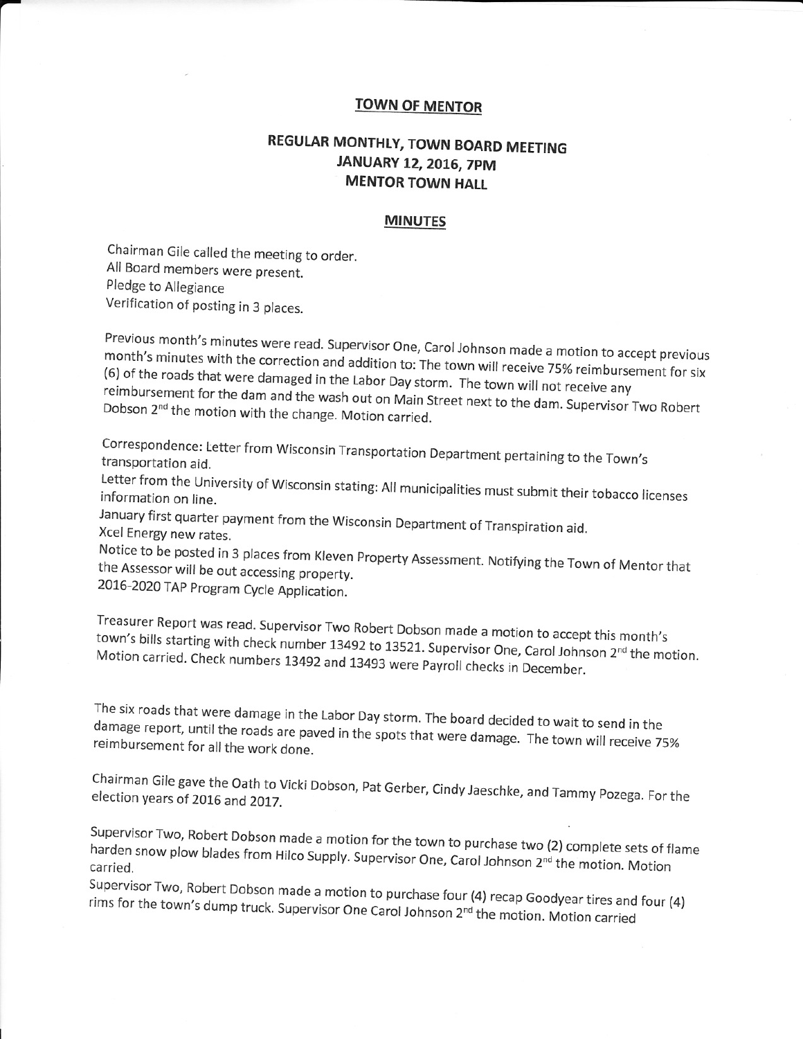## TOWN OF MENTOR

### REGULAR MONTHLY, TOWN BOARD MEETING
### JANUARY 12, 2016, 7PM
### MENTOR TOWN HALL

#### MINUTES

Chairman Gile called the meeting to order.
All Board members were present.
Pledge to Allegiance
Verification of posting in 3 places.

Previous month's minutes were read. Supervisor One, Carol Johnson made a motion to accept previous month's minutes with the correction and addition to: The town will receive 75% reimbursement for six (6) of the roads that were damaged in the Labor Day storm. The town will not receive any reimbursement for the dam and the wash out on Main Street next to the dam. Supervisor Two Robert Dobson 2nd the motion with the change. Motion carried.

Correspondence: Letter from Wisconsin Transportation Department pertaining to the Town's transportation aid.
Letter from the University of Wisconsin stating: All municipalities must submit their tobacco licenses information on line.
January first quarter payment from the Wisconsin Department of Transpiration aid.
Xcel Energy new rates.
Notice to be posted in 3 places from Kleven Property Assessment. Notifying the Town of Mentor that the Assessor will be out accessing property.
2016-2020 TAP Program Cycle Application.

Treasurer Report was read. Supervisor Two Robert Dobson made a motion to accept this month's town's bills starting with check number 13492 to 13521. Supervisor One, Carol Johnson 2nd the motion. Motion carried. Check numbers 13492 and 13493 were Payroll checks in December.

The six roads that were damage in the Labor Day storm. The board decided to wait to send in the damage report, until the roads are paved in the spots that were damage. The town will receive 75% reimbursement for all the work done.

Chairman Gile gave the Oath to Vicki Dobson, Pat Gerber, Cindy Jaeschke, and Tammy Pozega. For the election years of 2016 and 2017.

Supervisor Two, Robert Dobson made a motion for the town to purchase two (2) complete sets of flame harden snow plow blades from Hilco Supply. Supervisor One, Carol Johnson 2nd the motion. Motion carried.
Supervisor Two, Robert Dobson made a motion to purchase four (4) recap Goodyear tires and four (4) rims for the town's dump truck. Supervisor One Carol Johnson 2nd the motion. Motion carried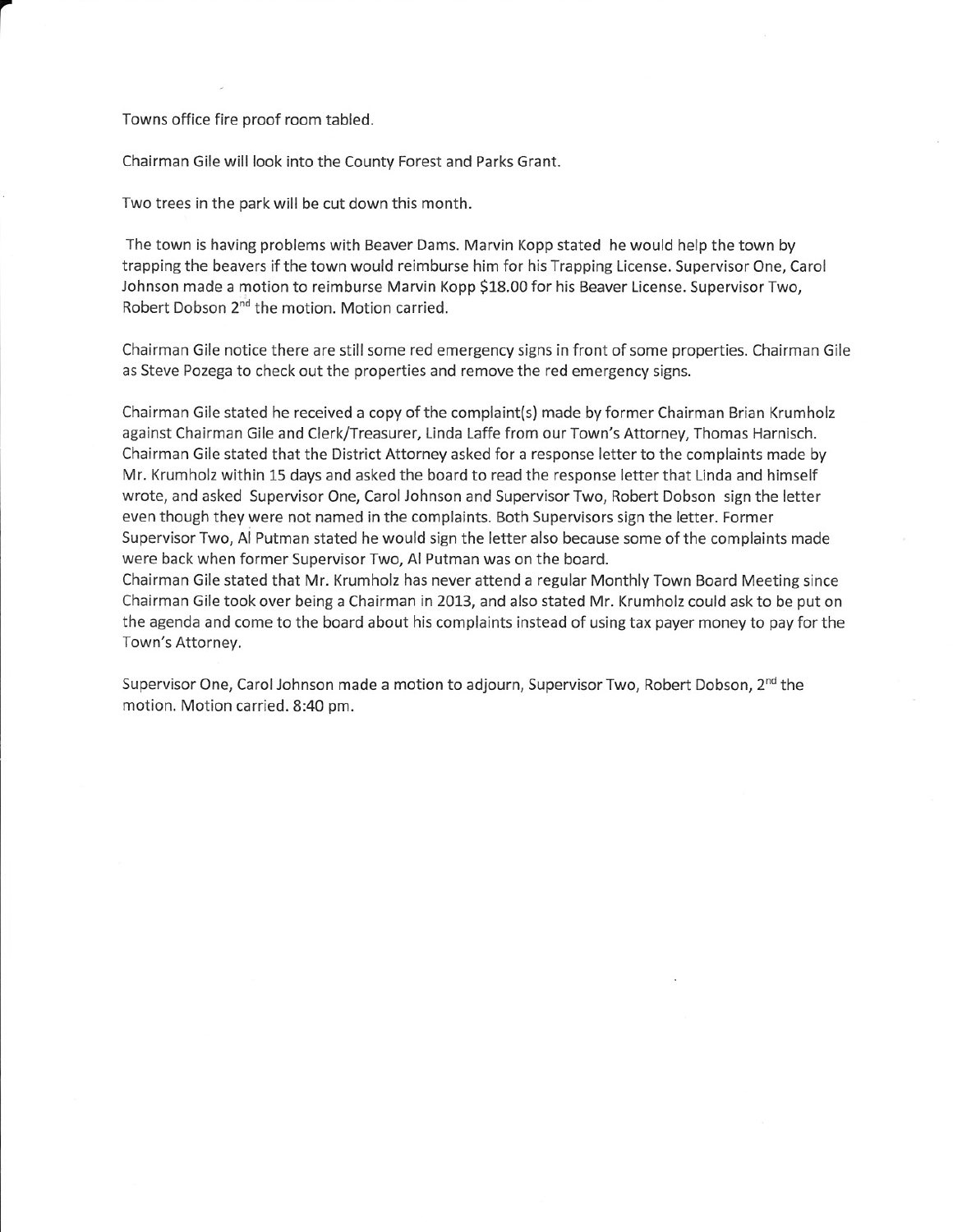Towns office fire proof room tabled.

Chairman Gile will look into the County Forest and Parks Grant.

Two trees in the park will be cut down this month.

The town is having problems with Beaver Dams. Marvin Kopp stated he would help the town by trapping the beavers if the town would reimburse him for his Trapping License. Supervisor One, Carol Johnson made a motion to reimburse Marvin Kopp $18.00 for his Beaver License. Supervisor Two, Robert Dobson 2nd the motion. Motion carried.

Chairman Gile notice there are still some red emergency signs in front of some properties. Chairman Gile as Steve Pozega to check out the properties and remove the red emergency signs.

Chairman Gile stated he received a copy of the complaint(s) made by former Chairman Brian Krumholz against Chairman Gile and Clerk/Treasurer, Linda Laffe from our Town's Attorney, Thomas Harnisch. Chairman Gile stated that the District Attorney asked for a response letter to the complaints made by Mr. Krumholz within 15 days and asked the board to read the response letter that Linda and himself wrote, and asked Supervisor One, Carol Johnson and Supervisor Two, Robert Dobson sign the letter even though they were not named in the complaints. Both Supervisors sign the letter. Former Supervisor Two, Al Putman stated he would sign the letter also because some of the complaints made were back when former Supervisor Two, Al Putman was on the board.
Chairman Gile stated that Mr. Krumholz has never attend a regular Monthly Town Board Meeting since Chairman Gile took over being a Chairman in 2013, and also stated Mr. Krumholz could ask to be put on the agenda and come to the board about his complaints instead of using tax payer money to pay for the Town's Attorney.

Supervisor One, Carol Johnson made a motion to adjourn, Supervisor Two, Robert Dobson, 2nd the motion. Motion carried. 8:40 pm.